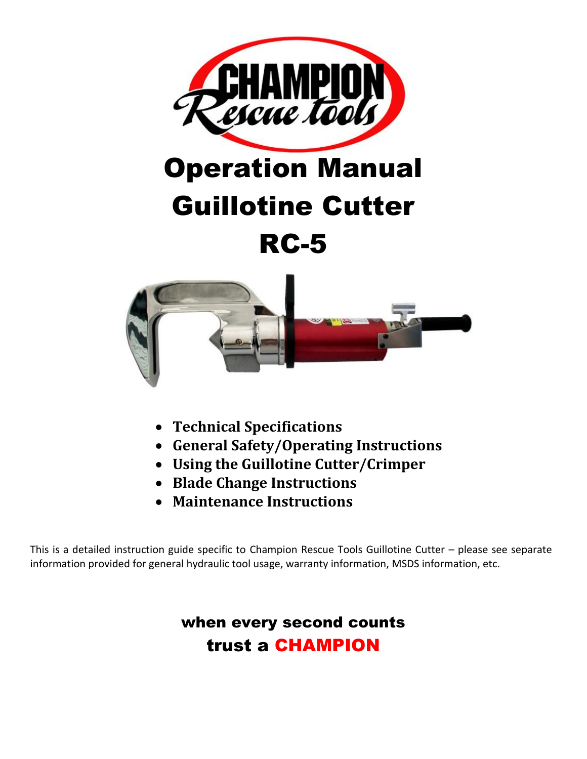# Operation Manual
# Guillotine Cutter
# RC-5

- **Technical Specifications**
- **General Safety/Operating Instructions**
- **Using the Guillotine Cutter/Crimper**
- **Blade Change Instructions**
- **Maintenance Instructions**

This is a detailed instruction guide specific to Champion Rescue Tools Guillotine Cutter – please see separate information provided for general hydraulic tool usage, warranty information, MSDS information, etc.

**when every second counts**
**trust a CHAMPION**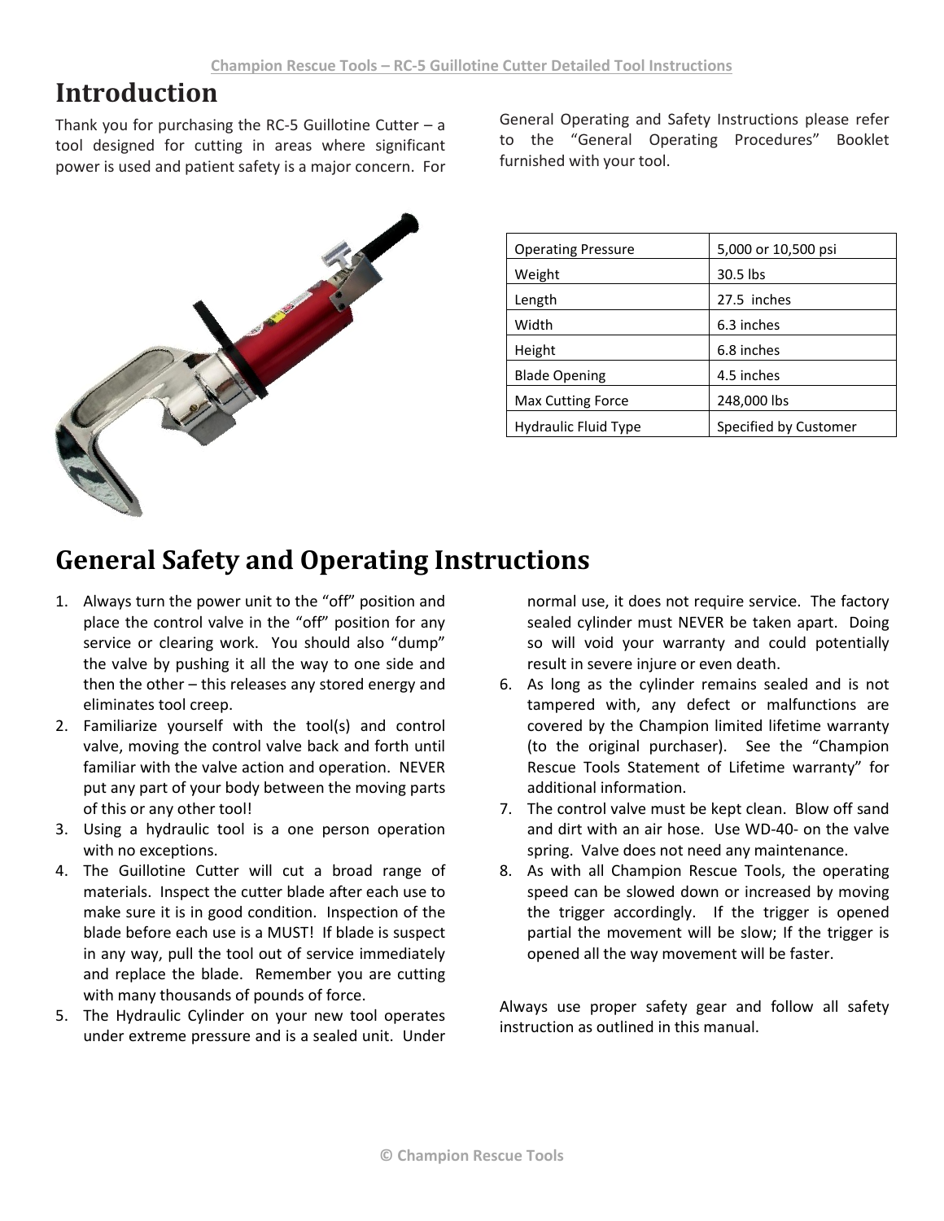# Introduction

Thank you for purchasing the RC-5 Guillotine Cutter – a tool designed for cutting in areas where significant power is used and patient safety is a major concern. For General Operating and Safety Instructions please refer to the "General Operating Procedures" Booklet furnished with your tool.

| Operating Pressure | 5,000 or 10,500 psi |
|---|---|
| Weight | 30.5 lbs |
| Length | 27.5 inches |
| Width | 6.3 inches |
| Height | 6.8 inches |
| Blade Opening | 4.5 inches |
| Max Cutting Force | 248,000 lbs |
| Hydraulic Fluid Type | Specified by Customer |

# General Safety and Operating Instructions

1. Always turn the power unit to the "off" position and place the control valve in the "off" position for any service or clearing work. You should also "dump" the valve by pushing it all the way to one side and then the other – this releases any stored energy and eliminates tool creep.
2. Familiarize yourself with the tool(s) and control valve, moving the control valve back and forth until familiar with the valve action and operation. NEVER put any part of your body between the moving parts of this or any other tool!
3. Using a hydraulic tool is a one person operation with no exceptions.
4. The Guillotine Cutter will cut a broad range of materials. Inspect the cutter blade after each use to make sure it is in good condition. Inspection of the blade before each use is a MUST! If blade is suspect in any way, pull the tool out of service immediately and replace the blade. Remember you are cutting with many thousands of pounds of force.
5. The Hydraulic Cylinder on your new tool operates under extreme pressure and is a sealed unit. Under normal use, it does not require service. The factory sealed cylinder must NEVER be taken apart. Doing so will void your warranty and could potentially result in severe injure or even death.
6. As long as the cylinder remains sealed and is not tampered with, any defect or malfunctions are covered by the Champion limited lifetime warranty (to the original purchaser). See the "Champion Rescue Tools Statement of Lifetime warranty" for additional information.
7. The control valve must be kept clean. Blow off sand and dirt with an air hose. Use WD-40- on the valve spring. Valve does not need any maintenance.
8. As with all Champion Rescue Tools, the operating speed can be slowed down or increased by moving the trigger accordingly. If the trigger is opened partial the movement will be slow; If the trigger is opened all the way movement will be faster.

Always use proper safety gear and follow all safety instruction as outlined in this manual.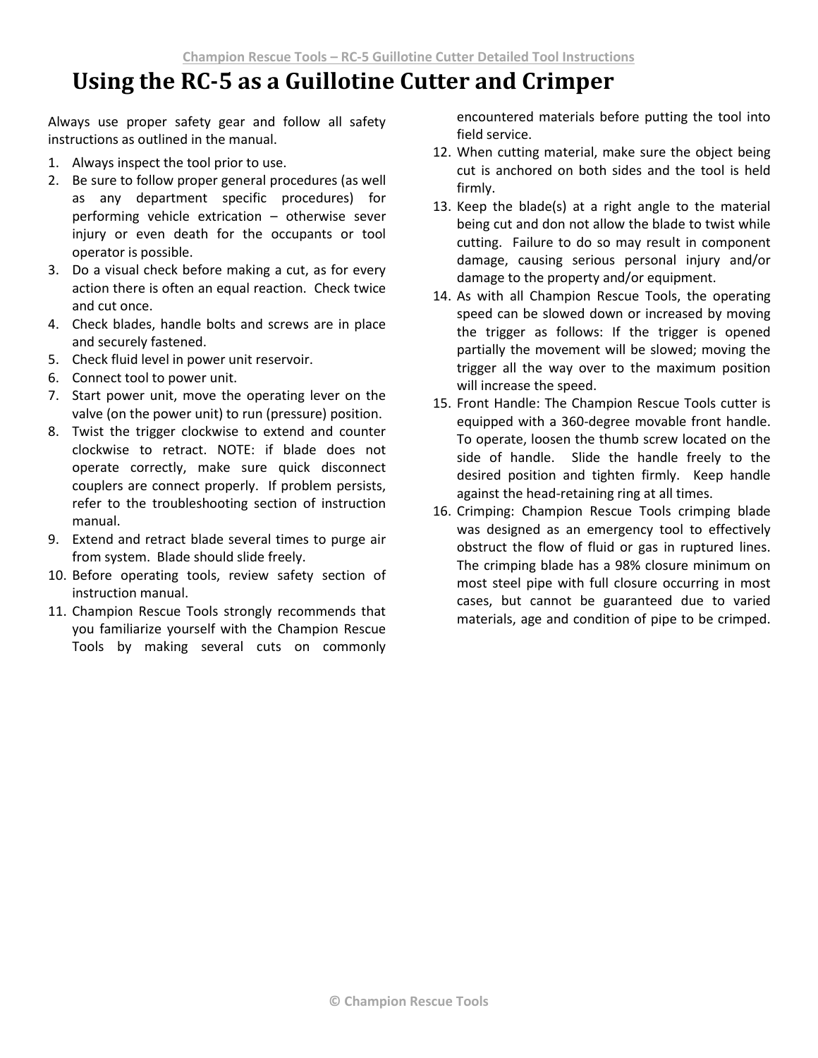# Using the RC-5 as a Guillotine Cutter and Crimper

Always use proper safety gear and follow all safety instructions as outlined in the manual.

1. Always inspect the tool prior to use.
2. Be sure to follow proper general procedures (as well as any department specific procedures) for performing vehicle extrication – otherwise sever injury or even death for the occupants or tool operator is possible.
3. Do a visual check before making a cut, as for every action there is often an equal reaction. Check twice and cut once.
4. Check blades, handle bolts and screws are in place and securely fastened.
5. Check fluid level in power unit reservoir.
6. Connect tool to power unit.
7. Start power unit, move the operating lever on the valve (on the power unit) to run (pressure) position.
8. Twist the trigger clockwise to extend and counter clockwise to retract. NOTE: if blade does not operate correctly, make sure quick disconnect couplers are connect properly. If problem persists, refer to the troubleshooting section of instruction manual.
9. Extend and retract blade several times to purge air from system. Blade should slide freely.
10. Before operating tools, review safety section of instruction manual.
11. Champion Rescue Tools strongly recommends that you familiarize yourself with the Champion Rescue Tools by making several cuts on commonly encountered materials before putting the tool into field service.
12. When cutting material, make sure the object being cut is anchored on both sides and the tool is held firmly.
13. Keep the blade(s) at a right angle to the material being cut and don not allow the blade to twist while cutting. Failure to do so may result in component damage, causing serious personal injury and/or damage to the property and/or equipment.
14. As with all Champion Rescue Tools, the operating speed can be slowed down or increased by moving the trigger as follows: If the trigger is opened partially the movement will be slowed; moving the trigger all the way over to the maximum position will increase the speed.
15. Front Handle: The Champion Rescue Tools cutter is equipped with a 360-degree movable front handle. To operate, loosen the thumb screw located on the side of handle. Slide the handle freely to the desired position and tighten firmly. Keep handle against the head-retaining ring at all times.
16. Crimping: Champion Rescue Tools crimping blade was designed as an emergency tool to effectively obstruct the flow of fluid or gas in ruptured lines. The crimping blade has a 98% closure minimum on most steel pipe with full closure occurring in most cases, but cannot be guaranteed due to varied materials, age and condition of pipe to be crimped.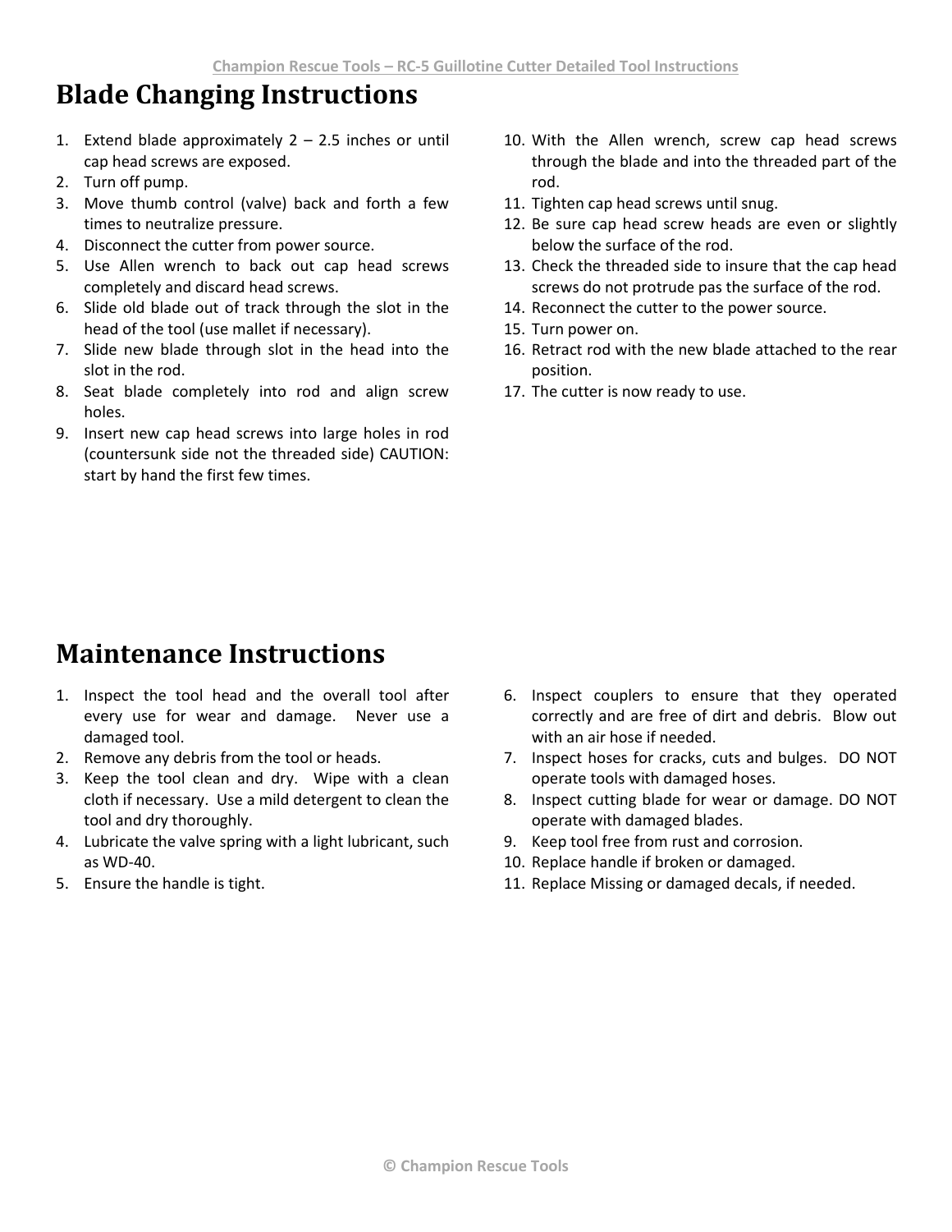# Blade Changing Instructions

1. Extend blade approximately 2 – 2.5 inches or until cap head screws are exposed.
2. Turn off pump.
3. Move thumb control (valve) back and forth a few times to neutralize pressure.
4. Disconnect the cutter from power source.
5. Use Allen wrench to back out cap head screws completely and discard head screws.
6. Slide old blade out of track through the slot in the head of the tool (use mallet if necessary).
7. Slide new blade through slot in the head into the slot in the rod.
8. Seat blade completely into rod and align screw holes.
9. Insert new cap head screws into large holes in rod (countersunk side not the threaded side) CAUTION: start by hand the first few times.
10. With the Allen wrench, screw cap head screws through the blade and into the threaded part of the rod.
11. Tighten cap head screws until snug.
12. Be sure cap head screw heads are even or slightly below the surface of the rod.
13. Check the threaded side to insure that the cap head screws do not protrude pas the surface of the rod.
14. Reconnect the cutter to the power source.
15. Turn power on.
16. Retract rod with the new blade attached to the rear position.
17. The cutter is now ready to use.

# Maintenance Instructions

1. Inspect the tool head and the overall tool after every use for wear and damage. Never use a damaged tool.
2. Remove any debris from the tool or heads.
3. Keep the tool clean and dry. Wipe with a clean cloth if necessary. Use a mild detergent to clean the tool and dry thoroughly.
4. Lubricate the valve spring with a light lubricant, such as WD-40.
5. Ensure the handle is tight.
6. Inspect couplers to ensure that they operated correctly and are free of dirt and debris. Blow out with an air hose if needed.
7. Inspect hoses for cracks, cuts and bulges. DO NOT operate tools with damaged hoses.
8. Inspect cutting blade for wear or damage. DO NOT operate with damaged blades.
9. Keep tool free from rust and corrosion.
10. Replace handle if broken or damaged.
11. Replace Missing or damaged decals, if needed.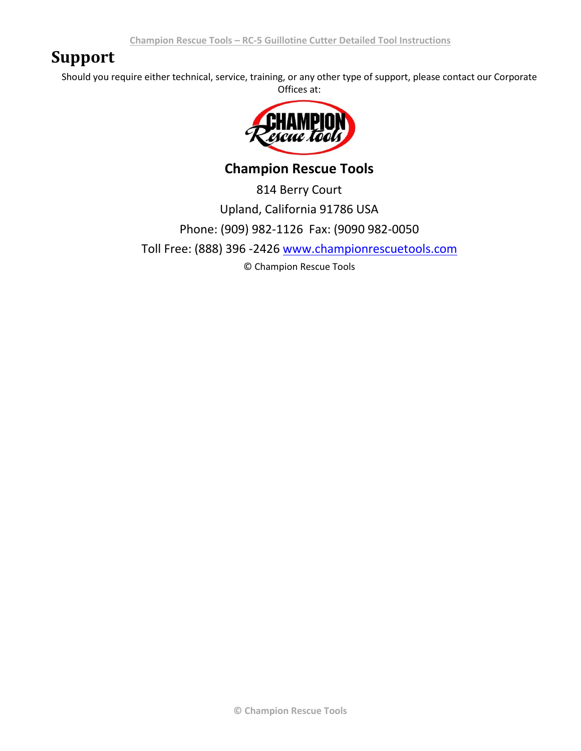# Support

Should you require either technical, service, training, or any other type of support, please contact our Corporate Offices at:

**Champion Rescue Tools**

814 Berry Court

Upland, California 91786 USA

Phone: (909) 982-1126  Fax: (9090 982-0050

Toll Free: (888) 396 -2426 www.championrescuetools.com

© Champion Rescue Tools